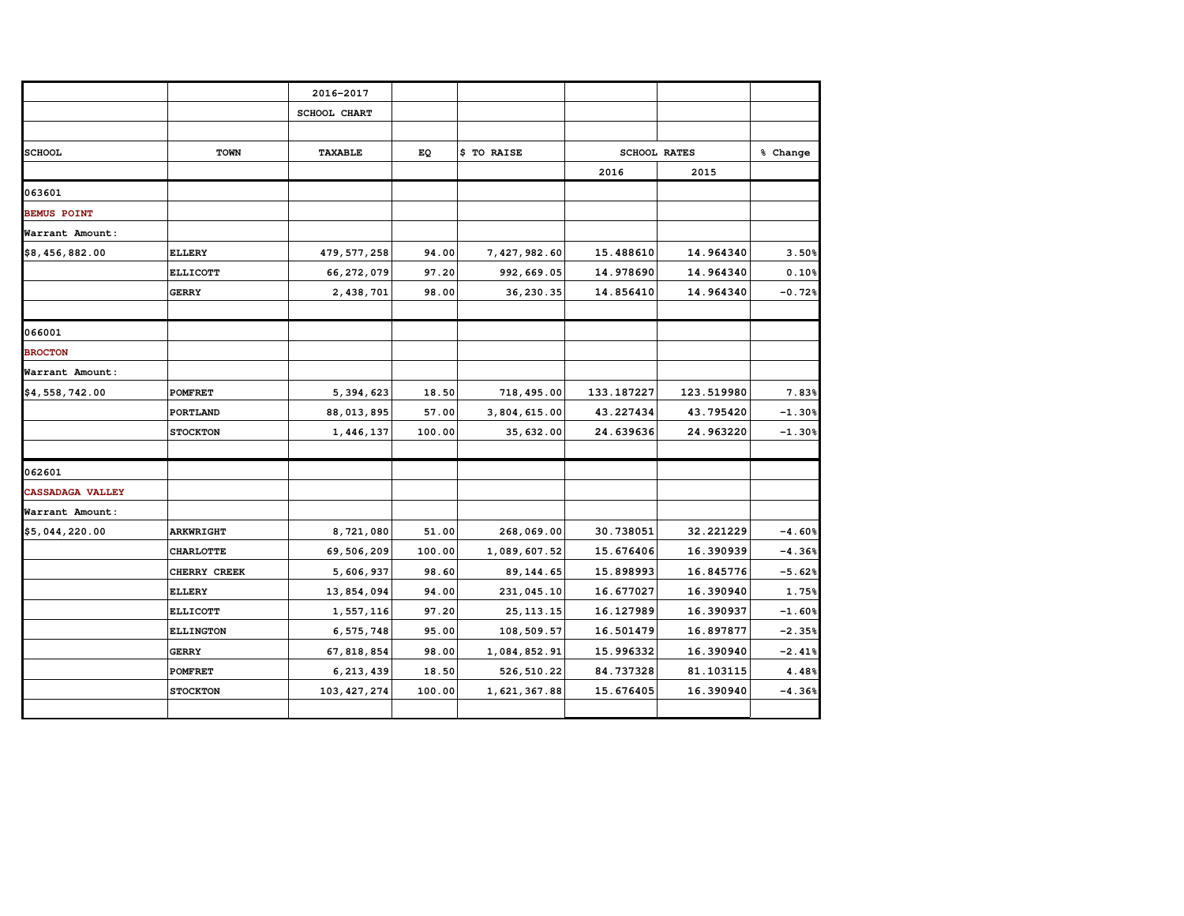| | | 2016-2017 | | | | | |
|---|---|---|---|---|---|---|---|
| | | SCHOOL CHART | | | | | |
| | | | | | | | |
| SCHOOL | TOWN | TAXABLE | EQ | $ TO RAISE | SCHOOL RATES | | % Change |
| | | | | | 2016 | 2015 | |
| 063601 | | | | | | | |
| BEMUS POINT | | | | | | | |
| Warrant Amount: | | | | | | | |
| $8,456,882.00 | ELLERY | 479,577,258 | 94.00 | 7,427,982.60 | 15.488610 | 14.964340 | 3.50% |
| | ELLICOTT | 66,272,079 | 97.20 | 992,669.05 | 14.978690 | 14.964340 | 0.10% |
| | GERRY | 2,438,701 | 98.00 | 36,230.35 | 14.856410 | 14.964340 | -0.72% |
| | | | | | | | |
| 066001 | | | | | | | |
| BROCTON | | | | | | | |
| Warrant Amount: | | | | | | | |
| $4,558,742.00 | POMFRET | 5,394,623 | 18.50 | 718,495.00 | 133.187227 | 123.519980 | 7.83% |
| | PORTLAND | 88,013,895 | 57.00 | 3,804,615.00 | 43.227434 | 43.795420 | -1.30% |
| | STOCKTON | 1,446,137 | 100.00 | 35,632.00 | 24.639636 | 24.963220 | -1.30% |
| | | | | | | | |
| 062601 | | | | | | | |
| CASSADAGA VALLEY | | | | | | | |
| Warrant Amount: | | | | | | | |
| $5,044,220.00 | ARKWRIGHT | 8,721,080 | 51.00 | 268,069.00 | 30.738051 | 32.221229 | -4.60% |
| | CHARLOTTE | 69,506,209 | 100.00 | 1,089,607.52 | 15.676406 | 16.390939 | -4.36% |
| | CHERRY CREEK | 5,606,937 | 98.60 | 89,144.65 | 15.898993 | 16.845776 | -5.62% |
| | ELLERY | 13,854,094 | 94.00 | 231,045.10 | 16.677027 | 16.390940 | 1.75% |
| | ELLICOTT | 1,557,116 | 97.20 | 25,113.15 | 16.127989 | 16.390937 | -1.60% |
| | ELLINGTON | 6,575,748 | 95.00 | 108,509.57 | 16.501479 | 16.897877 | -2.35% |
| | GERRY | 67,818,854 | 98.00 | 1,084,852.91 | 15.996332 | 16.390940 | -2.41% |
| | POMFRET | 6,213,439 | 18.50 | 526,510.22 | 84.737328 | 81.103115 | 4.48% |
| | STOCKTON | 103,427,274 | 100.00 | 1,621,367.88 | 15.676405 | 16.390940 | -4.36% |
| | | | | | | | |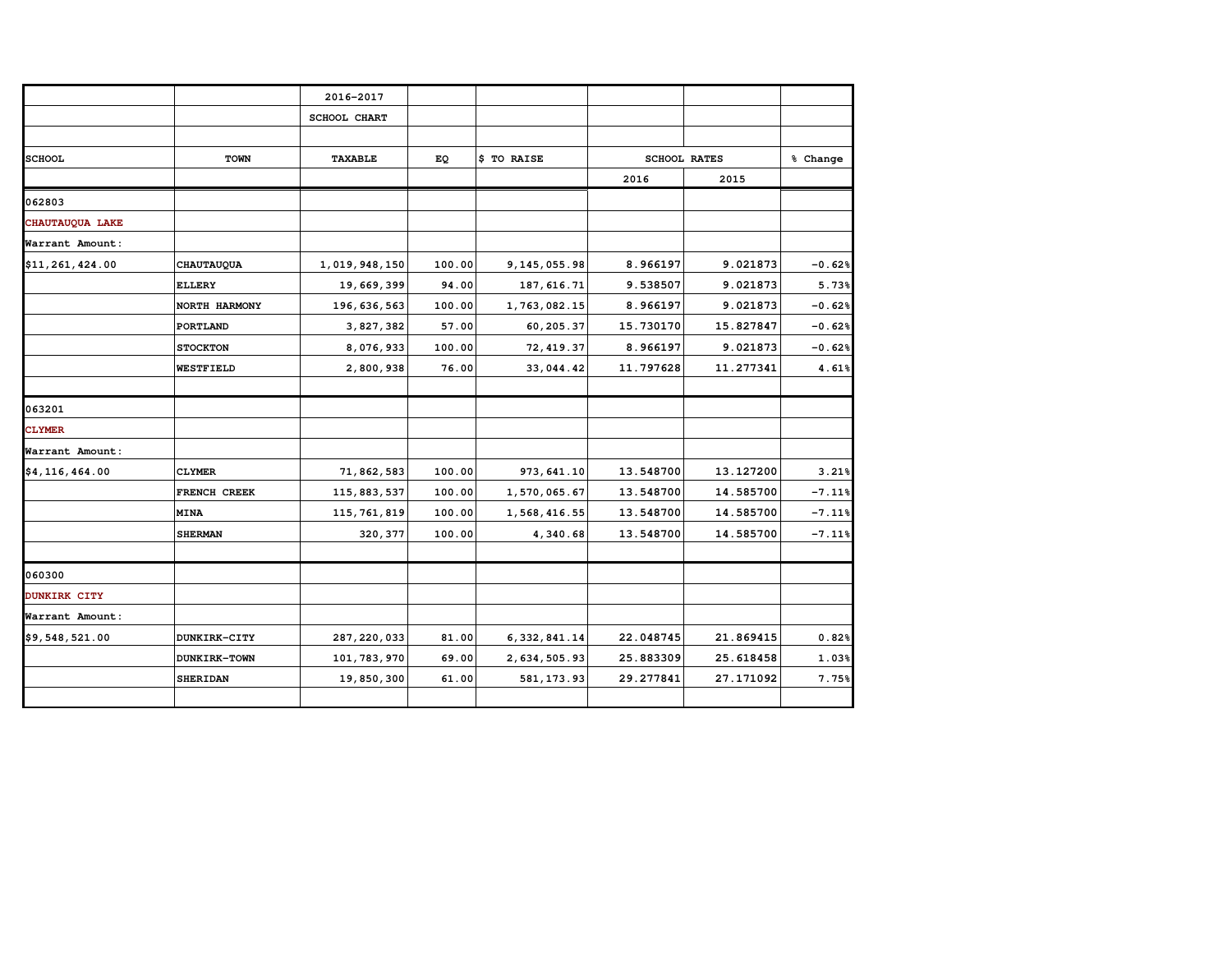| | | 2016-2017 | | | | | |
|---|---|---|---|---|---|---|---|
| | | SCHOOL CHART | | | | | |
| | | | | | | | |
| SCHOOL | TOWN | TAXABLE | EQ | $ TO RAISE | SCHOOL RATES | | % Change |
| | | | | | 2016 | 2015 | |
| 062803 | | | | | | | |
| CHAUTAUQUA LAKE | | | | | | | |
| Warrant Amount: | | | | | | | |
| $11,261,424.00 | CHAUTAUQUA | 1,019,948,150 | 100.00 | 9,145,055.98 | 8.966197 | 9.021873 | -0.62% |
| | ELLERY | 19,669,399 | 94.00 | 187,616.71 | 9.538507 | 9.021873 | 5.73% |
| | NORTH HARMONY | 196,636,563 | 100.00 | 1,763,082.15 | 8.966197 | 9.021873 | -0.62% |
| | PORTLAND | 3,827,382 | 57.00 | 60,205.37 | 15.730170 | 15.827847 | -0.62% |
| | STOCKTON | 8,076,933 | 100.00 | 72,419.37 | 8.966197 | 9.021873 | -0.62% |
| | WESTFIELD | 2,800,938 | 76.00 | 33,044.42 | 11.797628 | 11.277341 | 4.61% |
| | | | | | | | |
| 063201 | | | | | | | |
| CLYMER | | | | | | | |
| Warrant Amount: | | | | | | | |
| $4,116,464.00 | CLYMER | 71,862,583 | 100.00 | 973,641.10 | 13.548700 | 13.127200 | 3.21% |
| | FRENCH CREEK | 115,883,537 | 100.00 | 1,570,065.67 | 13.548700 | 14.585700 | -7.11% |
| | MINA | 115,761,819 | 100.00 | 1,568,416.55 | 13.548700 | 14.585700 | -7.11% |
| | SHERMAN | 320,377 | 100.00 | 4,340.68 | 13.548700 | 14.585700 | -7.11% |
| | | | | | | | |
| 060300 | | | | | | | |
| DUNKIRK CITY | | | | | | | |
| Warrant Amount: | | | | | | | |
| $9,548,521.00 | DUNKIRK-CITY | 287,220,033 | 81.00 | 6,332,841.14 | 22.048745 | 21.869415 | 0.82% |
| | DUNKIRK-TOWN | 101,783,970 | 69.00 | 2,634,505.93 | 25.883309 | 25.618458 | 1.03% |
| | SHERIDAN | 19,850,300 | 61.00 | 581,173.93 | 29.277841 | 27.171092 | 7.75% |
| | | | | | | | |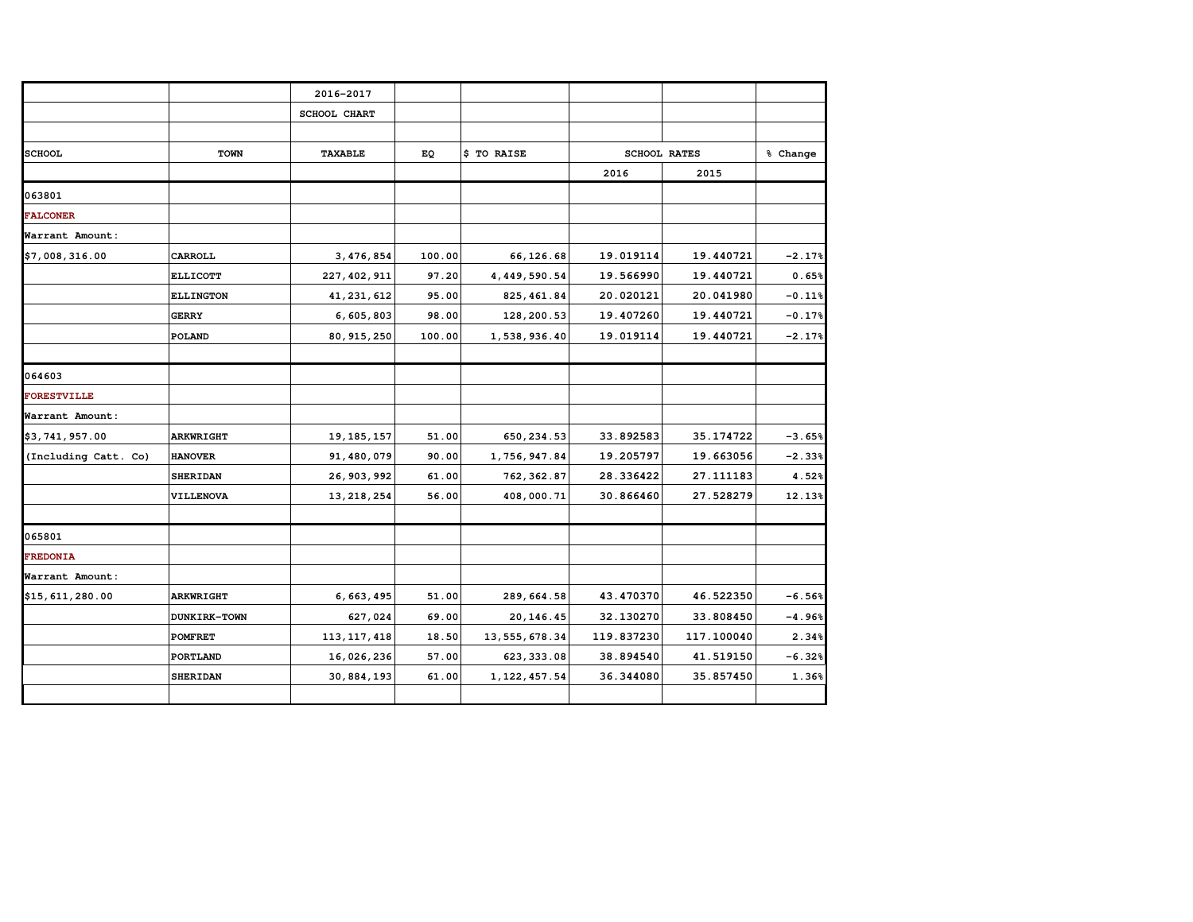| | | 2016-2017 | | | | | |
|---|---|---|---|---|---|---|---|
| | | SCHOOL CHART | | | | | |
| | | | | | | | |
| SCHOOL | TOWN | TAXABLE | EQ | $ TO RAISE | SCHOOL RATES | | % Change |
| | | | | | 2016 | 2015 | |
| 063801 | | | | | | | |
| **FALCONER** | | | | | | | |
| Warrant Amount: | | | | | | | |
| $7,008,316.00 | CARROLL | 3,476,854 | 100.00 | 66,126.68 | 19.019114 | 19.440721 | -2.17% |
| | ELLICOTT | 227,402,911 | 97.20 | 4,449,590.54 | 19.566990 | 19.440721 | 0.65% |
| | ELLINGTON | 41,231,612 | 95.00 | 825,461.84 | 20.020121 | 20.041980 | -0.11% |
| | GERRY | 6,605,803 | 98.00 | 128,200.53 | 19.407260 | 19.440721 | -0.17% |
| | POLAND | 80,915,250 | 100.00 | 1,538,936.40 | 19.019114 | 19.440721 | -2.17% |
| | | | | | | | |
| 064603 | | | | | | | |
| **FORESTVILLE** | | | | | | | |
| Warrant Amount: | | | | | | | |
| $3,741,957.00 | ARKWRIGHT | 19,185,157 | 51.00 | 650,234.53 | 33.892583 | 35.174722 | -3.65% |
| (Including Catt. Co) | HANOVER | 91,480,079 | 90.00 | 1,756,947.84 | 19.205797 | 19.663056 | -2.33% |
| | SHERIDAN | 26,903,992 | 61.00 | 762,362.87 | 28.336422 | 27.111183 | 4.52% |
| | VILLENOVA | 13,218,254 | 56.00 | 408,000.71 | 30.866460 | 27.528279 | 12.13% |
| | | | | | | | |
| 065801 | | | | | | | |
| **FREDONIA** | | | | | | | |
| Warrant Amount: | | | | | | | |
| $15,611,280.00 | ARKWRIGHT | 6,663,495 | 51.00 | 289,664.58 | 43.470370 | 46.522350 | -6.56% |
| | DUNKIRK-TOWN | 627,024 | 69.00 | 20,146.45 | 32.130270 | 33.808450 | -4.96% |
| | POMFRET | 113,117,418 | 18.50 | 13,555,678.34 | 119.837230 | 117.100040 | 2.34% |
| | PORTLAND | 16,026,236 | 57.00 | 623,333.08 | 38.894540 | 41.519150 | -6.32% |
| | SHERIDAN | 30,884,193 | 61.00 | 1,122,457.54 | 36.344080 | 35.857450 | 1.36% |
| | | | | | | | |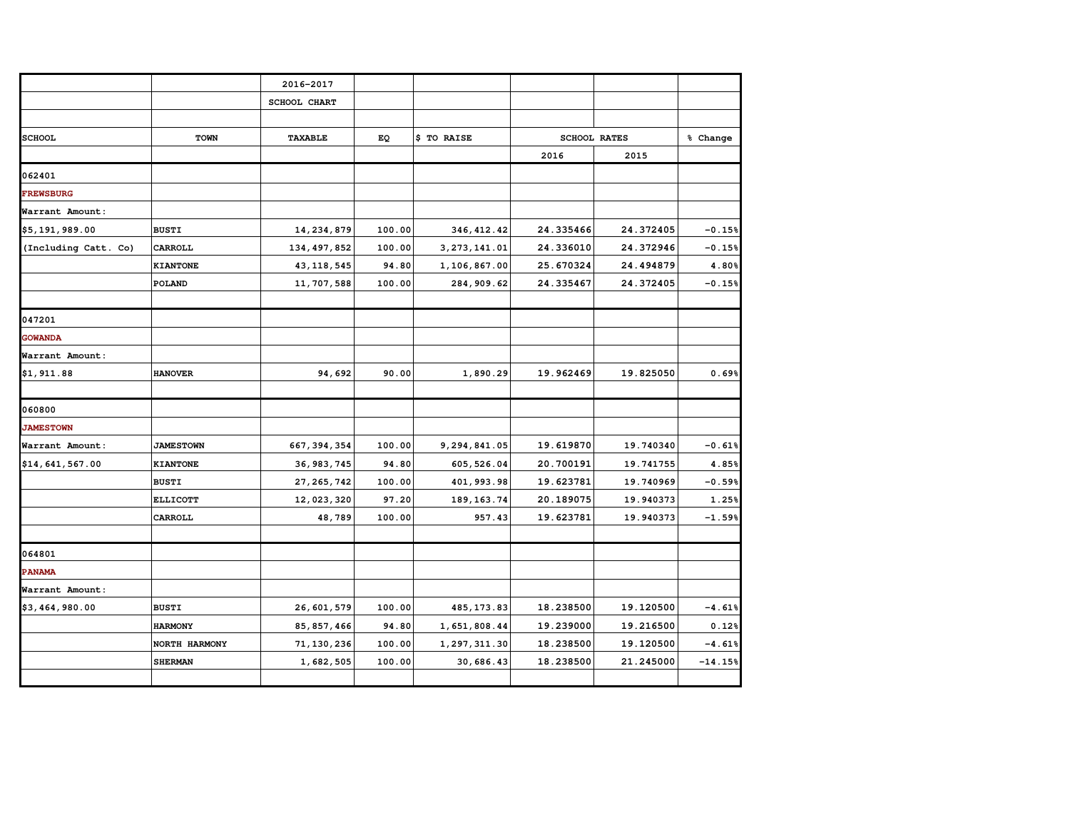| | | 2016-2017 | | | | | |
|---|---|---|---|---|---|---|---|
| | | SCHOOL CHART | | | | | |
| | | | | | | | |
| SCHOOL | TOWN | TAXABLE | EQ | $ TO RAISE | SCHOOL RATES | | % Change |
| | | | | | 2016 | 2015 | |
| 062401 | | | | | | | |
| **FREWSBURG** | | | | | | | |
| Warrant Amount: | | | | | | | |
| $5,191,989.00 | BUSTI | 14,234,879 | 100.00 | 346,412.42 | 24.335466 | 24.372405 | -0.15% |
| (Including Catt. Co) | CARROLL | 134,497,852 | 100.00 | 3,273,141.01 | 24.336010 | 24.372946 | -0.15% |
| | KIANTONE | 43,118,545 | 94.80 | 1,106,867.00 | 25.670324 | 24.494879 | 4.80% |
| | POLAND | 11,707,588 | 100.00 | 284,909.62 | 24.335467 | 24.372405 | -0.15% |
| | | | | | | | |
| 047201 | | | | | | | |
| **GOWANDA** | | | | | | | |
| Warrant Amount: | | | | | | | |
| $1,911.88 | HANOVER | 94,692 | 90.00 | 1,890.29 | 19.962469 | 19.825050 | 0.69% |
| | | | | | | | |
| 060800 | | | | | | | |
| **JAMESTOWN** | | | | | | | |
| Warrant Amount: | JAMESTOWN | 667,394,354 | 100.00 | 9,294,841.05 | 19.619870 | 19.740340 | -0.61% |
| $14,641,567.00 | KIANTONE | 36,983,745 | 94.80 | 605,526.04 | 20.700191 | 19.741755 | 4.85% |
| | BUSTI | 27,265,742 | 100.00 | 401,993.98 | 19.623781 | 19.740969 | -0.59% |
| | ELLICOTT | 12,023,320 | 97.20 | 189,163.74 | 20.189075 | 19.940373 | 1.25% |
| | CARROLL | 48,789 | 100.00 | 957.43 | 19.623781 | 19.940373 | -1.59% |
| | | | | | | | |
| 064801 | | | | | | | |
| **PANAMA** | | | | | | | |
| Warrant Amount: | | | | | | | |
| $3,464,980.00 | BUSTI | 26,601,579 | 100.00 | 485,173.83 | 18.238500 | 19.120500 | -4.61% |
| | HARMONY | 85,857,466 | 94.80 | 1,651,808.44 | 19.239000 | 19.216500 | 0.12% |
| | NORTH HARMONY | 71,130,236 | 100.00 | 1,297,311.30 | 18.238500 | 19.120500 | -4.61% |
| | SHERMAN | 1,682,505 | 100.00 | 30,686.43 | 18.238500 | 21.245000 | -14.15% |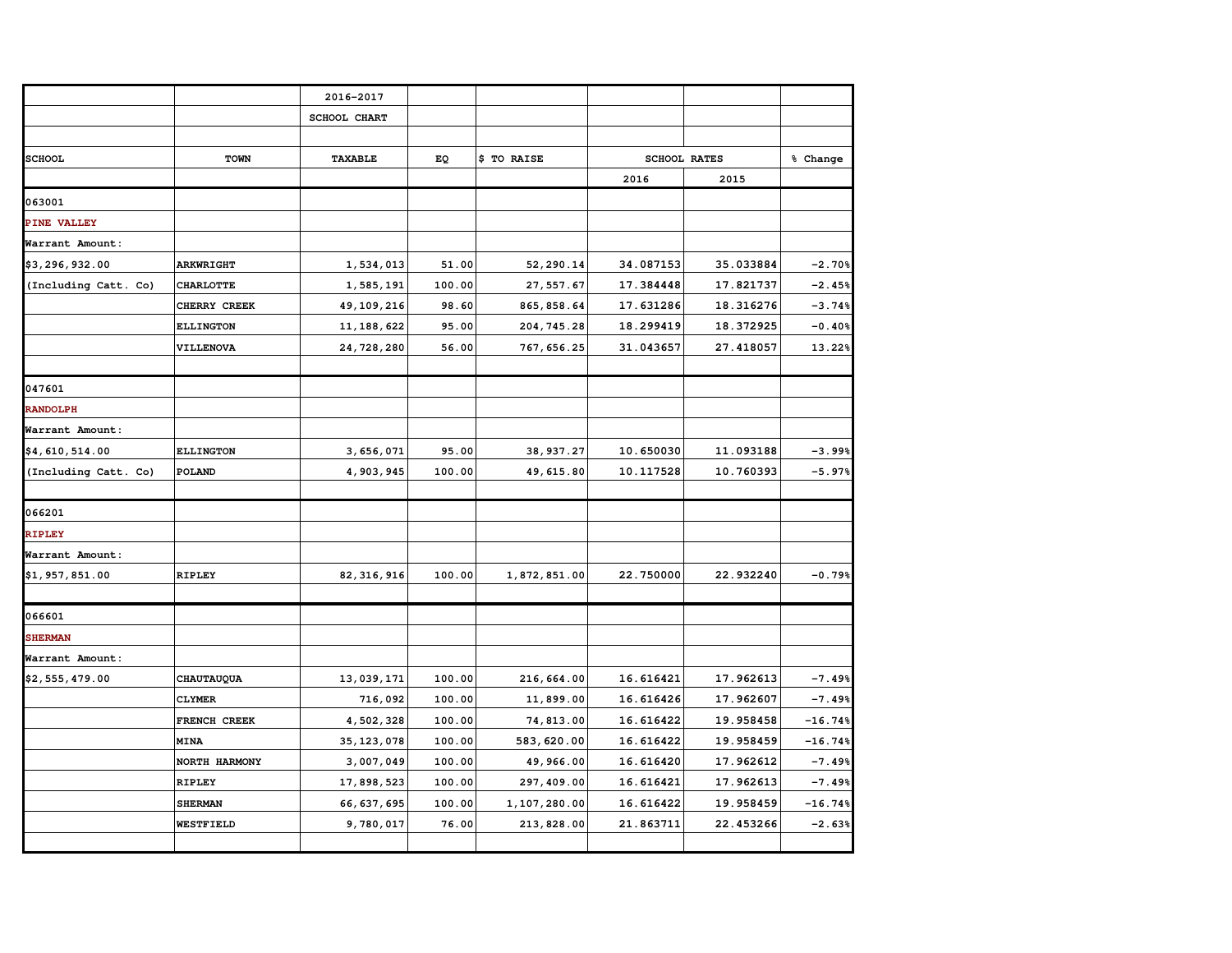| | | 2016-2017 | | | | | |
|---|---|---|---|---|---|---|---|
| | | SCHOOL CHART | | | | | |
| | | | | | | | |
| SCHOOL | TOWN | TAXABLE | EQ | $ TO RAISE | SCHOOL RATES | | % Change |
| | | | | | 2016 | 2015 | |
| 063001 | | | | | | | |
| **PINE VALLEY** | | | | | | | |
| Warrant Amount: | | | | | | | |
| $3,296,932.00 | ARKWRIGHT | 1,534,013 | 51.00 | 52,290.14 | 34.087153 | 35.033884 | -2.70% |
| (Including Catt. Co) | CHARLOTTE | 1,585,191 | 100.00 | 27,557.67 | 17.384448 | 17.821737 | -2.45% |
| | CHERRY CREEK | 49,109,216 | 98.60 | 865,858.64 | 17.631286 | 18.316276 | -3.74% |
| | ELLINGTON | 11,188,622 | 95.00 | 204,745.28 | 18.299419 | 18.372925 | -0.40% |
| | VILLENOVA | 24,728,280 | 56.00 | 767,656.25 | 31.043657 | 27.418057 | 13.22% |
| | | | | | | | |
| 047601 | | | | | | | |
| **RANDOLPH** | | | | | | | |
| Warrant Amount: | | | | | | | |
| $4,610,514.00 | ELLINGTON | 3,656,071 | 95.00 | 38,937.27 | 10.650030 | 11.093188 | -3.99% |
| (Including Catt. Co) | POLAND | 4,903,945 | 100.00 | 49,615.80 | 10.117528 | 10.760393 | -5.97% |
| | | | | | | | |
| 066201 | | | | | | | |
| **RIPLEY** | | | | | | | |
| Warrant Amount: | | | | | | | |
| $1,957,851.00 | RIPLEY | 82,316,916 | 100.00 | 1,872,851.00 | 22.750000 | 22.932240 | -0.79% |
| | | | | | | | |
| 066601 | | | | | | | |
| **SHERMAN** | | | | | | | |
| Warrant Amount: | | | | | | | |
| $2,555,479.00 | CHAUTAUQUA | 13,039,171 | 100.00 | 216,664.00 | 16.616421 | 17.962613 | -7.49% |
| | CLYMER | 716,092 | 100.00 | 11,899.00 | 16.616426 | 17.962607 | -7.49% |
| | FRENCH CREEK | 4,502,328 | 100.00 | 74,813.00 | 16.616422 | 19.958458 | -16.74% |
| | MINA | 35,123,078 | 100.00 | 583,620.00 | 16.616422 | 19.958459 | -16.74% |
| | NORTH HARMONY | 3,007,049 | 100.00 | 49,966.00 | 16.616420 | 17.962612 | -7.49% |
| | RIPLEY | 17,898,523 | 100.00 | 297,409.00 | 16.616421 | 17.962613 | -7.49% |
| | SHERMAN | 66,637,695 | 100.00 | 1,107,280.00 | 16.616422 | 19.958459 | -16.74% |
| | WESTFIELD | 9,780,017 | 76.00 | 213,828.00 | 21.863711 | 22.453266 | -2.63% |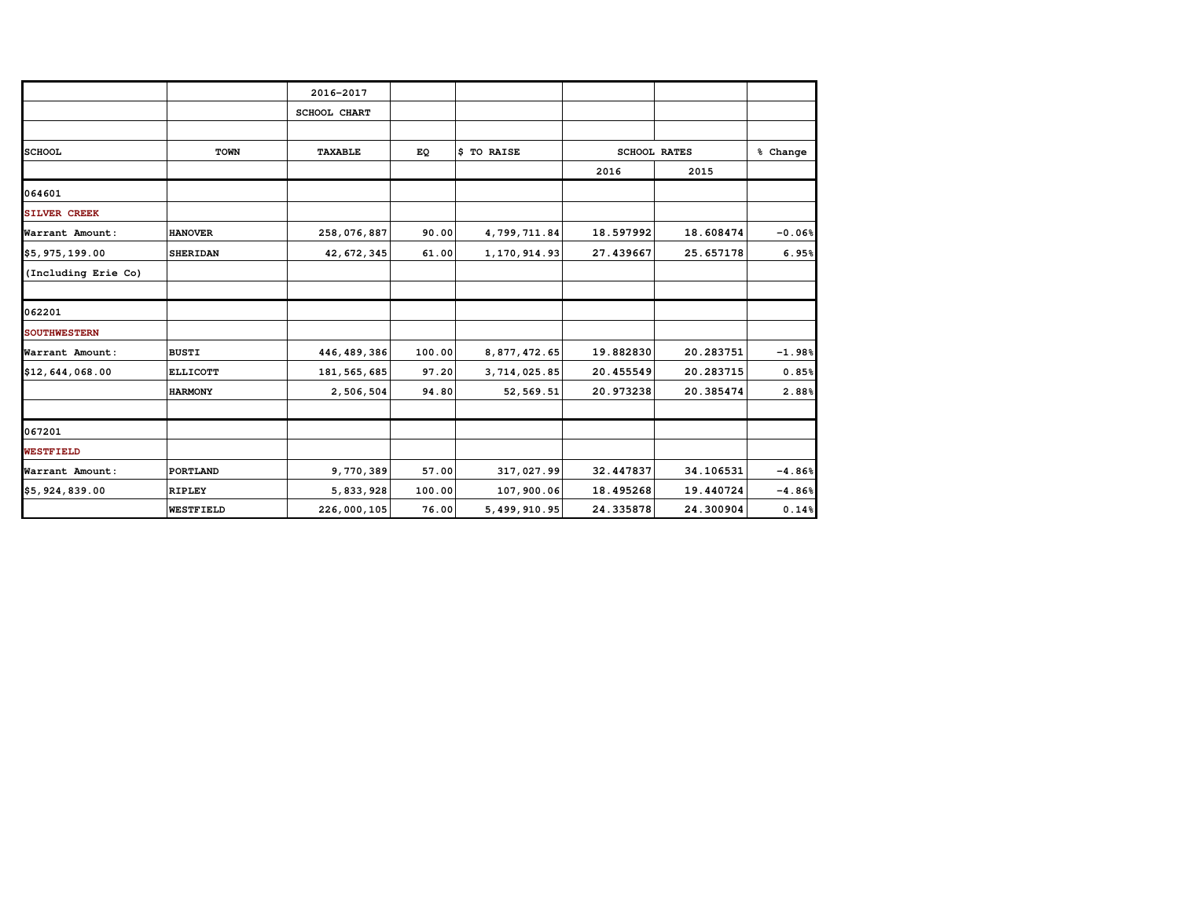| | | | | | | | |
|---|---|---|---|---|---|---|---|
| | | 2016-2017 | | | | | |
| | | SCHOOL CHART | | | | | |
| | | | | | | | |
| SCHOOL | TOWN | TAXABLE | EQ | $ TO RAISE | SCHOOL RATES | | % Change |
| | | | | | 2016 | 2015 | |
| 064601 | | | | | | | |
| SILVER CREEK | | | | | | | |
| Warrant Amount: | HANOVER | 258,076,887 | 90.00 | 4,799,711.84 | 18.597992 | 18.608474 | -0.06% |
| $5,975,199.00 | SHERIDAN | 42,672,345 | 61.00 | 1,170,914.93 | 27.439667 | 25.657178 | 6.95% |
| (Including Erie Co) | | | | | | | |
| | | | | | | | |
| 062201 | | | | | | | |
| SOUTHWESTERN | | | | | | | |
| Warrant Amount: | BUSTI | 446,489,386 | 100.00 | 8,877,472.65 | 19.882830 | 20.283751 | -1.98% |
| $12,644,068.00 | ELLICOTT | 181,565,685 | 97.20 | 3,714,025.85 | 20.455549 | 20.283715 | 0.85% |
| | HARMONY | 2,506,504 | 94.80 | 52,569.51 | 20.973238 | 20.385474 | 2.88% |
| | | | | | | | |
| 067201 | | | | | | | |
| WESTFIELD | | | | | | | |
| Warrant Amount: | PORTLAND | 9,770,389 | 57.00 | 317,027.99 | 32.447837 | 34.106531 | -4.86% |
| $5,924,839.00 | RIPLEY | 5,833,928 | 100.00 | 107,900.06 | 18.495268 | 19.440724 | -4.86% |
| | WESTFIELD | 226,000,105 | 76.00 | 5,499,910.95 | 24.335878 | 24.300904 | 0.14% |